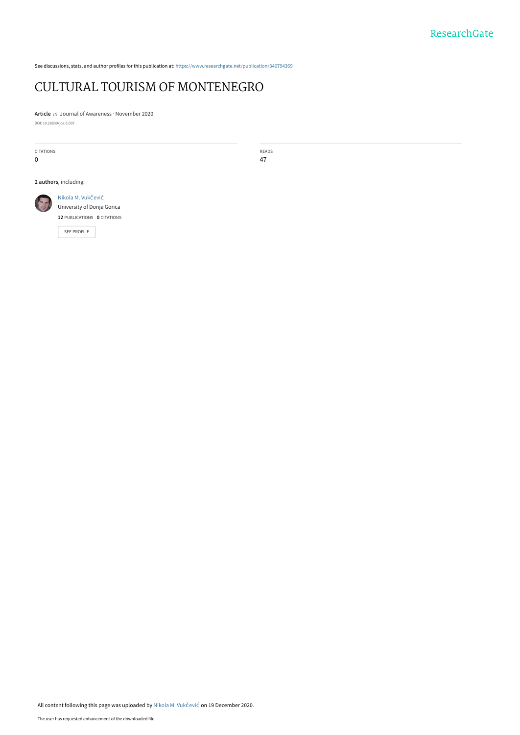See discussions, stats, and author profiles for this publication at: https://www.researchgate.net/publication/346794369

# CULTURAL TOURISM OF MONTENEGRO

**Article** *in* Journal of Awareness · November 2020

DOI: 10.26809/joa.5.037

| CITATIONS | READS |
| --- | --- |
| 0 | 47 |

**2 authors**, including:

Nikola M. Vukčević
University of Donja Gorica
**12** PUBLICATIONS **0** CITATIONS

SEE PROFILE

All content following this page was uploaded by Nikola M. Vukčević on 19 December 2020.

The user has requested enhancement of the downloaded file.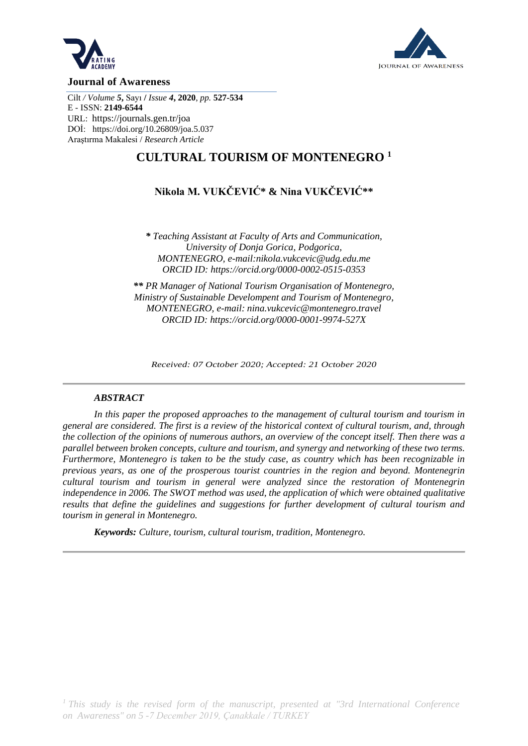**Journal of Awareness**

Cilt / *Volume* **5**, Sayı / *Issue* **4**, **2020**, *pp.* **527-534**
E - ISSN: **2149-6544**
URL: https://journals.gen.tr/joa
DOİ: https://doi.org/10.26809/joa.5.037
Araştırma Makalesi / *Research Article*

# CULTURAL TOURISM OF MONTENEGRO [1]

## Nikola M. VUKČEVIĆ* & Nina VUKČEVIĆ**

*\* Teaching Assistant at Faculty of Arts and Communication, University of Donja Gorica, Podgorica, MONTENEGRO, e-mail:nikola.vukcevic@udg.edu.me ORCID ID: https://orcid.org/0000-0002-0515-0353*

*\*\* PR Manager of National Tourism Organisation of Montenegro, Ministry of Sustainable Develompent and Tourism of Montenegro, MONTENEGRO, e-mail: nina.vukcevic@montenegro.travel ORCID ID: https://orcid.org/0000-0001-9974-527X*

*Received: 07 October 2020; Accepted: 21 October 2020*

### *ABSTRACT*

*In this paper the proposed approaches to the management of cultural tourism and tourism in general are considered. The first is a review of the historical context of cultural tourism, and, through the collection of the opinions of numerous authors, an overview of the concept itself. Then there was a parallel between broken concepts, culture and tourism, and synergy and networking of these two terms. Furthermore, Montenegro is taken to be the study case, as country which has been recognizable in previous years, as one of the prosperous tourist countries in the region and beyond. Montenegrin cultural tourism and tourism in general were analyzed since the restoration of Montenegrin independence in 2006. The SWOT method was used, the application of which were obtained qualitative results that define the guidelines and suggestions for further development of cultural tourism and tourism in general in Montenegro.*

***Keywords:** Culture, tourism, cultural tourism, tradition, Montenegro.*

*[1] This study is the revised form of the manuscript, presented at "3rd International Conference on Awareness" on 5 -7 December 2019, Çanakkale / TURKEY*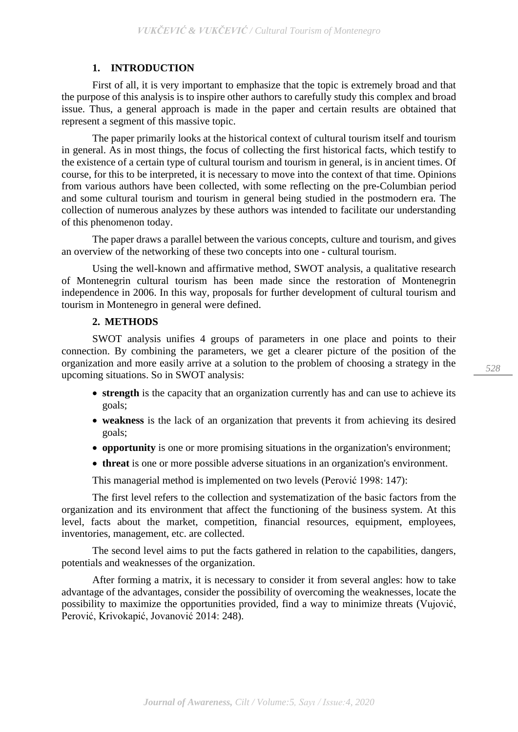## 1. INTRODUCTION

First of all, it is very important to emphasize that the topic is extremely broad and that the purpose of this analysis is to inspire other authors to carefully study this complex and broad issue. Thus, a general approach is made in the paper and certain results are obtained that represent a segment of this massive topic.

The paper primarily looks at the historical context of cultural tourism itself and tourism in general. As in most things, the focus of collecting the first historical facts, which testify to the existence of a certain type of cultural tourism and tourism in general, is in ancient times. Of course, for this to be interpreted, it is necessary to move into the context of that time. Opinions from various authors have been collected, with some reflecting on the pre-Columbian period and some cultural tourism and tourism in general being studied in the postmodern era. The collection of numerous analyzes by these authors was intended to facilitate our understanding of this phenomenon today.

The paper draws a parallel between the various concepts, culture and tourism, and gives an overview of the networking of these two concepts into one - cultural tourism.

Using the well-known and affirmative method, SWOT analysis, a qualitative research of Montenegrin cultural tourism has been made since the restoration of Montenegrin independence in 2006. In this way, proposals for further development of cultural tourism and tourism in Montenegro in general were defined.

## 2. METHODS

SWOT analysis unifies 4 groups of parameters in one place and points to their connection. By combining the parameters, we get a clearer picture of the position of the organization and more easily arrive at a solution to the problem of choosing a strategy in the upcoming situations. So in SWOT analysis:

- **strength** is the capacity that an organization currently has and can use to achieve its goals;
- **weakness** is the lack of an organization that prevents it from achieving its desired goals;
- **opportunity** is one or more promising situations in the organization's environment;
- **threat** is one or more possible adverse situations in an organization's environment.

This managerial method is implemented on two levels (Perović 1998: 147):

The first level refers to the collection and systematization of the basic factors from the organization and its environment that affect the functioning of the business system. At this level, facts about the market, competition, financial resources, equipment, employees, inventories, management, etc. are collected.

The second level aims to put the facts gathered in relation to the capabilities, dangers, potentials and weaknesses of the organization.

After forming a matrix, it is necessary to consider it from several angles: how to take advantage of the advantages, consider the possibility of overcoming the weaknesses, locate the possibility to maximize the opportunities provided, find a way to minimize threats (Vujović, Perović, Krivokapić, Jovanović 2014: 248).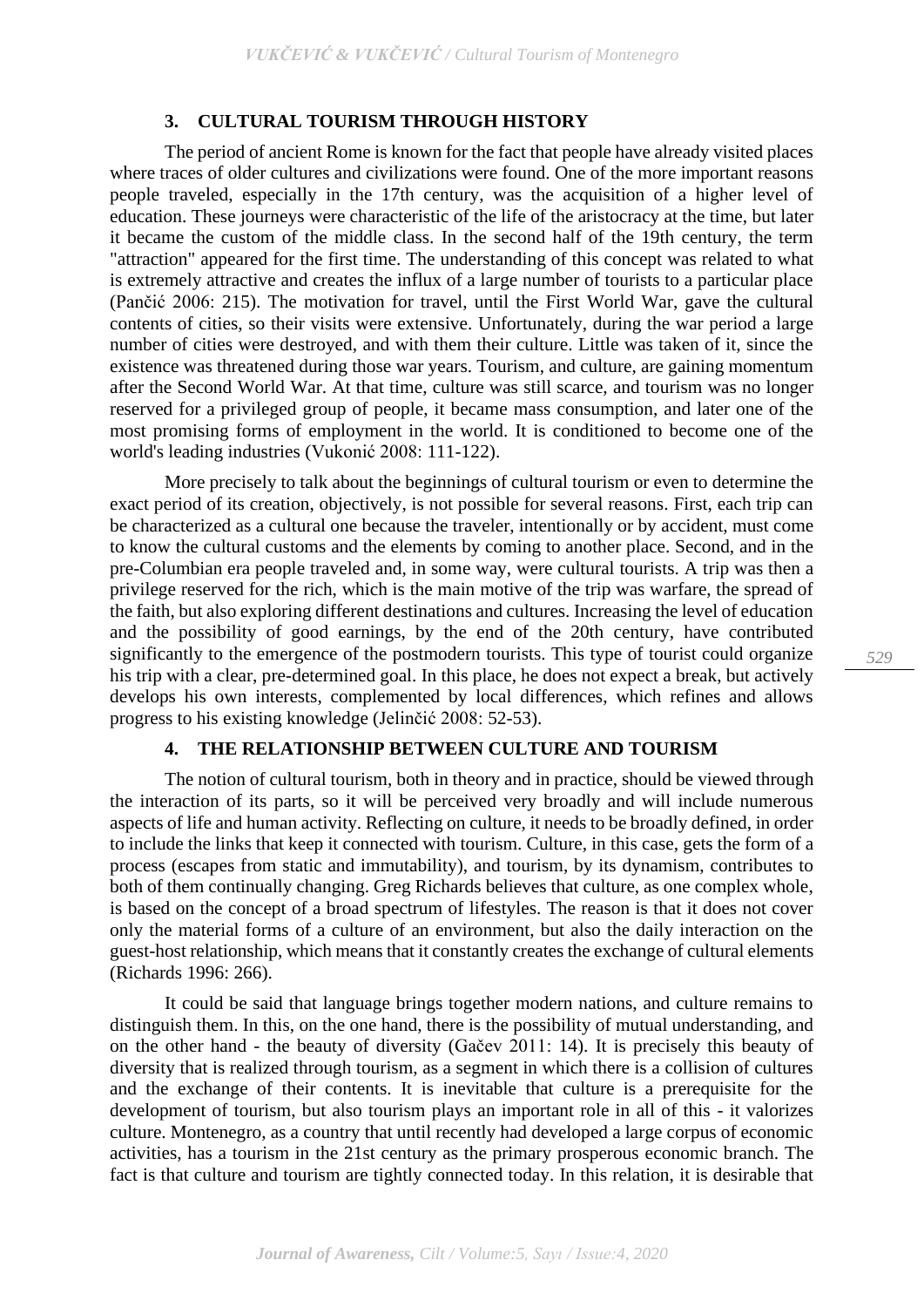## 3. CULTURAL TOURISM THROUGH HISTORY

The period of ancient Rome is known for the fact that people have already visited places where traces of older cultures and civilizations were found. One of the more important reasons people traveled, especially in the 17th century, was the acquisition of a higher level of education. These journeys were characteristic of the life of the aristocracy at the time, but later it became the custom of the middle class. In the second half of the 19th century, the term "attraction" appeared for the first time. The understanding of this concept was related to what is extremely attractive and creates the influx of a large number of tourists to a particular place (Pančić 2006: 215). The motivation for travel, until the First World War, gave the cultural contents of cities, so their visits were extensive. Unfortunately, during the war period a large number of cities were destroyed, and with them their culture. Little was taken of it, since the existence was threatened during those war years. Tourism, and culture, are gaining momentum after the Second World War. At that time, culture was still scarce, and tourism was no longer reserved for a privileged group of people, it became mass consumption, and later one of the most promising forms of employment in the world. It is conditioned to become one of the world's leading industries (Vukonić 2008: 111-122).

More precisely to talk about the beginnings of cultural tourism or even to determine the exact period of its creation, objectively, is not possible for several reasons. First, each trip can be characterized as a cultural one because the traveler, intentionally or by accident, must come to know the cultural customs and the elements by coming to another place. Second, and in the pre-Columbian era people traveled and, in some way, were cultural tourists. A trip was then a privilege reserved for the rich, which is the main motive of the trip was warfare, the spread of the faith, but also exploring different destinations and cultures. Increasing the level of education and the possibility of good earnings, by the end of the 20th century, have contributed significantly to the emergence of the postmodern tourists. This type of tourist could organize his trip with a clear, pre-determined goal. In this place, he does not expect a break, but actively develops his own interests, complemented by local differences, which refines and allows progress to his existing knowledge (Jelinčić 2008: 52-53).

## 4. THE RELATIONSHIP BETWEEN CULTURE AND TOURISM

The notion of cultural tourism, both in theory and in practice, should be viewed through the interaction of its parts, so it will be perceived very broadly and will include numerous aspects of life and human activity. Reflecting on culture, it needs to be broadly defined, in order to include the links that keep it connected with tourism. Culture, in this case, gets the form of a process (escapes from static and immutability), and tourism, by its dynamism, contributes to both of them continually changing. Greg Richards believes that culture, as one complex whole, is based on the concept of a broad spectrum of lifestyles. The reason is that it does not cover only the material forms of a culture of an environment, but also the daily interaction on the guest-host relationship, which means that it constantly creates the exchange of cultural elements (Richards 1996: 266).

It could be said that language brings together modern nations, and culture remains to distinguish them. In this, on the one hand, there is the possibility of mutual understanding, and on the other hand - the beauty of diversity (Gačev 2011: 14). It is precisely this beauty of diversity that is realized through tourism, as a segment in which there is a collision of cultures and the exchange of their contents. It is inevitable that culture is a prerequisite for the development of tourism, but also tourism plays an important role in all of this - it valorizes culture. Montenegro, as a country that until recently had developed a large corpus of economic activities, has a tourism in the 21st century as the primary prosperous economic branch. The fact is that culture and tourism are tightly connected today. In this relation, it is desirable that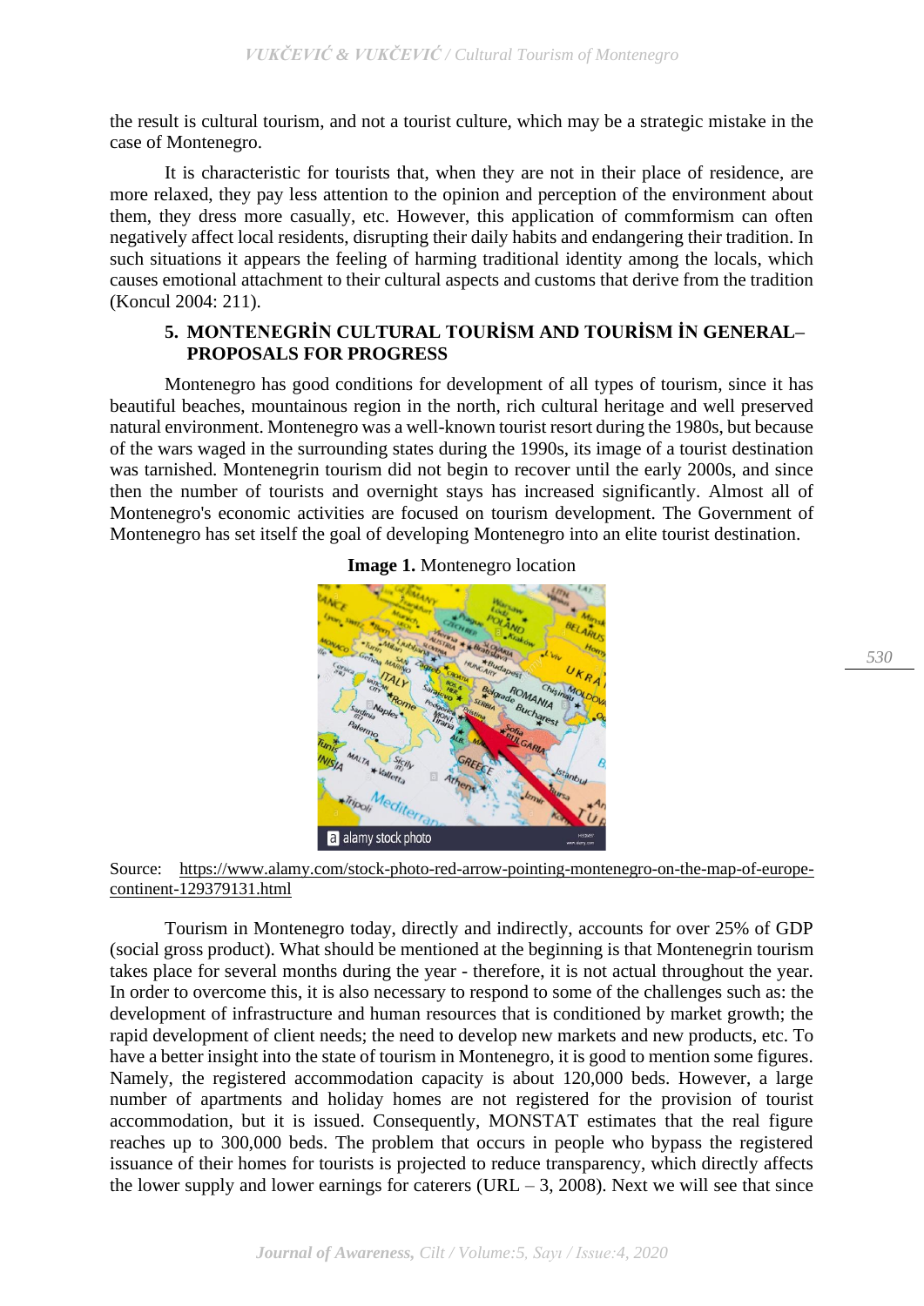the result is cultural tourism, and not a tourist culture, which may be a strategic mistake in the case of Montenegro.

It is characteristic for tourists that, when they are not in their place of residence, are more relaxed, they pay less attention to the opinion and perception of the environment about them, they dress more casually, etc. However, this application of commformism can often negatively affect local residents, disrupting their daily habits and endangering their tradition. In such situations it appears the feeling of harming traditional identity among the locals, which causes emotional attachment to their cultural aspects and customs that derive from the tradition (Koncul 2004: 211).

## 5. MONTENEGRİN CULTURAL TOURİSM AND TOURİSM İN GENERAL– PROPOSALS FOR PROGRESS

Montenegro has good conditions for development of all types of tourism, since it has beautiful beaches, mountainous region in the north, rich cultural heritage and well preserved natural environment. Montenegro was a well-known tourist resort during the 1980s, but because of the wars waged in the surrounding states during the 1990s, its image of a tourist destination was tarnished. Montenegrin tourism did not begin to recover until the early 2000s, and since then the number of tourists and overnight stays has increased significantly. Almost all of Montenegro's economic activities are focused on tourism development. The Government of Montenegro has set itself the goal of developing Montenegro into an elite tourist destination.

**Image 1.** Montenegro location

Source: https://www.alamy.com/stock-photo-red-arrow-pointing-montenegro-on-the-map-of-europe-continent-129379131.html

Tourism in Montenegro today, directly and indirectly, accounts for over 25% of GDP (social gross product). What should be mentioned at the beginning is that Montenegrin tourism takes place for several months during the year - therefore, it is not actual throughout the year. In order to overcome this, it is also necessary to respond to some of the challenges such as: the development of infrastructure and human resources that is conditioned by market growth; the rapid development of client needs; the need to develop new markets and new products, etc. To have a better insight into the state of tourism in Montenegro, it is good to mention some figures. Namely, the registered accommodation capacity is about 120,000 beds. However, a large number of apartments and holiday homes are not registered for the provision of tourist accommodation, but it is issued. Consequently, MONSTAT estimates that the real figure reaches up to 300,000 beds. The problem that occurs in people who bypass the registered issuance of their homes for tourists is projected to reduce transparency, which directly affects the lower supply and lower earnings for caterers (URL – 3, 2008). Next we will see that since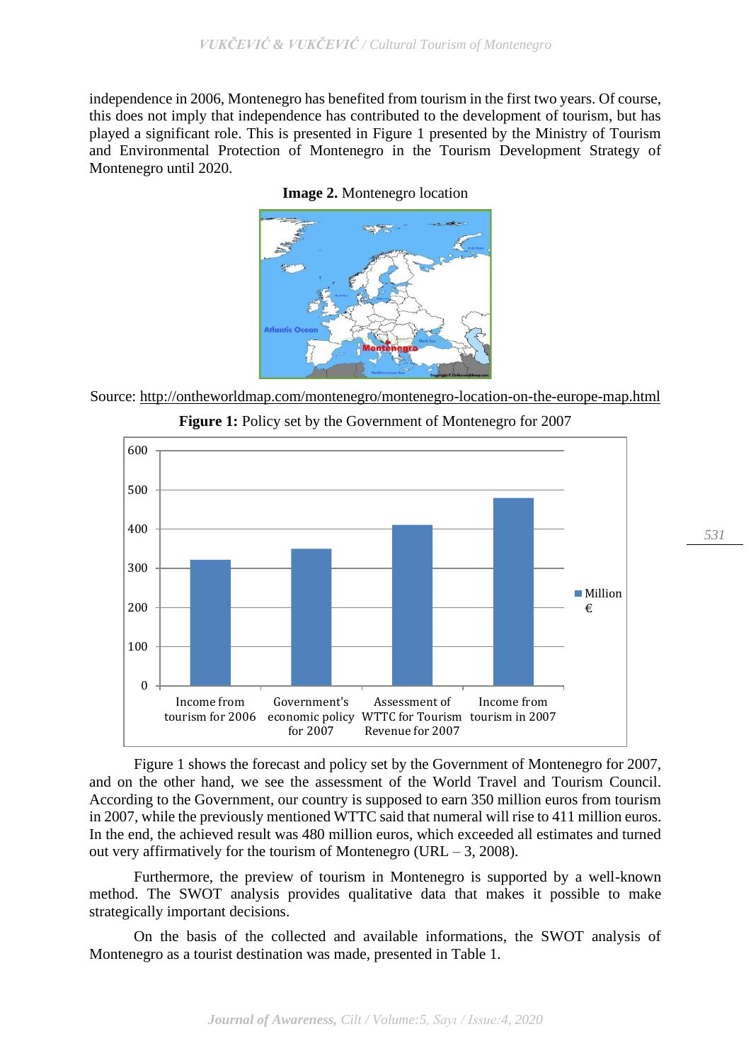independence in 2006, Montenegro has benefited from tourism in the first two years. Of course, this does not imply that independence has contributed to the development of tourism, but has played a significant role. This is presented in Figure 1 presented by the Ministry of Tourism and Environmental Protection of Montenegro in the Tourism Development Strategy of Montenegro until 2020.

**Image 2.** Montenegro location

Source: http://ontheworldmap.com/montenegro/montenegro-location-on-the-europe-map.html

**Figure 1:** Policy set by the Government of Montenegro for 2007

| | Million € |
|---|---|
| Income from tourism for 2006 | 320 |
| Government's economic policy for 2007 | 350 |
| Assessment of WTTC for Tourism Revenue for 2007 | 411 |
| Income from tourism in 2007 | 480 |

Figure 1 shows the forecast and policy set by the Government of Montenegro for 2007, and on the other hand, we see the assessment of the World Travel and Tourism Council. According to the Government, our country is supposed to earn 350 million euros from tourism in 2007, while the previously mentioned WTTC said that numeral will rise to 411 million euros. In the end, the achieved result was 480 million euros, which exceeded all estimates and turned out very affirmatively for the tourism of Montenegro (URL – 3, 2008).

Furthermore, the preview of tourism in Montenegro is supported by a well-known method. The SWOT analysis provides qualitative data that makes it possible to make strategically important decisions.

On the basis of the collected and available informations, the SWOT analysis of Montenegro as a tourist destination was made, presented in Table 1.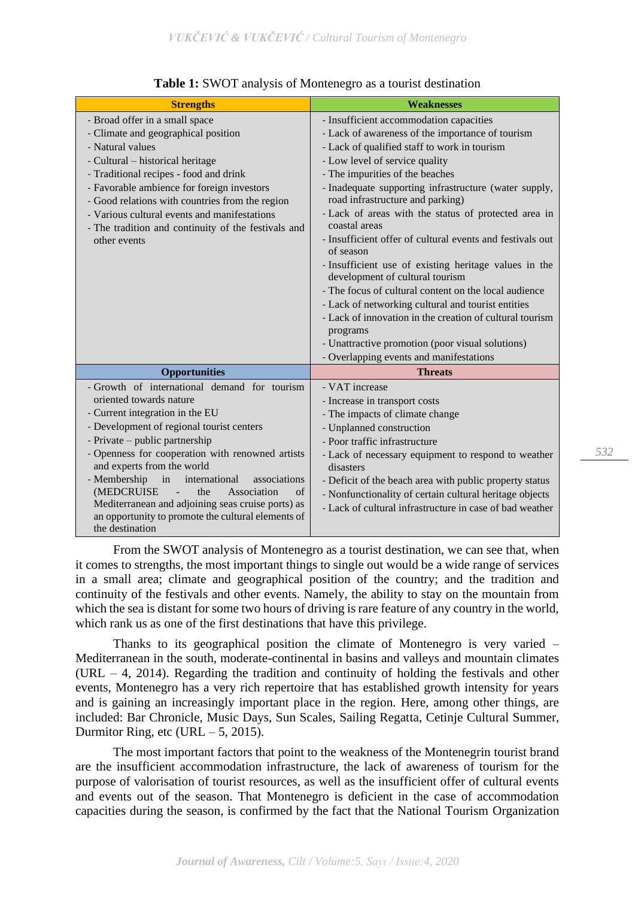**Table 1:** SWOT analysis of Montenegro as a tourist destination

| **Strengths** | **Weaknesses** |
|---|---|
| - Broad offer in a small space<br>- Climate and geographical position<br>- Natural values<br>- Cultural – historical heritage<br>- Traditional recipes - food and drink<br>- Favorable ambience for foreign investors<br>- Good relations with countries from the region<br>- Various cultural events and manifestations<br>- The tradition and continuity of the festivals and other events | - Insufficient accommodation capacities<br>- Lack of awareness of the importance of tourism<br>- Lack of qualified staff to work in tourism<br>- Low level of service quality<br>- The impurities of the beaches<br>- Inadequate supporting infrastructure (water supply, road infrastructure and parking)<br>- Lack of areas with the status of protected area in coastal areas<br>- Insufficient offer of cultural events and festivals out of season<br>- Insufficient use of existing heritage values in the development of cultural tourism<br>- The focus of cultural content on the local audience<br>- Lack of networking cultural and tourist entities<br>- Lack of innovation in the creation of cultural tourism programs<br>- Unattractive promotion (poor visual solutions)<br>- Overlapping events and manifestations |
| **Opportunities** | **Threats** |
| - Growth of international demand for tourism oriented towards nature<br>- Current integration in the EU<br>- Development of regional tourist centers<br>- Private – public partnership<br>- Openness for cooperation with renowned artists and experts from the world<br>- Membership in international associations (MEDCRUISE - the Association of Mediterranean and adjoining seas cruise ports) as an opportunity to promote the cultural elements of the destination | - VAT increase<br>- Increase in transport costs<br>- The impacts of climate change<br>- Unplanned construction<br>- Poor traffic infrastructure<br>- Lack of necessary equipment to respond to weather disasters<br>- Deficit of the beach area with public property status<br>- Nonfunctionality of certain cultural heritage objects<br>- Lack of cultural infrastructure in case of bad weather |

From the SWOT analysis of Montenegro as a tourist destination, we can see that, when it comes to strengths, the most important things to single out would be a wide range of services in a small area; climate and geographical position of the country; and the tradition and continuity of the festivals and other events. Namely, the ability to stay on the mountain from which the sea is distant for some two hours of driving is rare feature of any country in the world, which rank us as one of the first destinations that have this privilege.

Thanks to its geographical position the climate of Montenegro is very varied – Mediterranean in the south, moderate-continental in basins and valleys and mountain climates (URL – 4, 2014). Regarding the tradition and continuity of holding the festivals and other events, Montenegro has a very rich repertoire that has established growth intensity for years and is gaining an increasingly important place in the region. Here, among other things, are included: Bar Chronicle, Music Days, Sun Scales, Sailing Regatta, Cetinje Cultural Summer, Durmitor Ring, etc (URL – 5, 2015).

The most important factors that point to the weakness of the Montenegrin tourist brand are the insufficient accommodation infrastructure, the lack of awareness of tourism for the purpose of valorisation of tourist resources, as well as the insufficient offer of cultural events and events out of the season. That Montenegro is deficient in the case of accommodation capacities during the season, is confirmed by the fact that the National Tourism Organization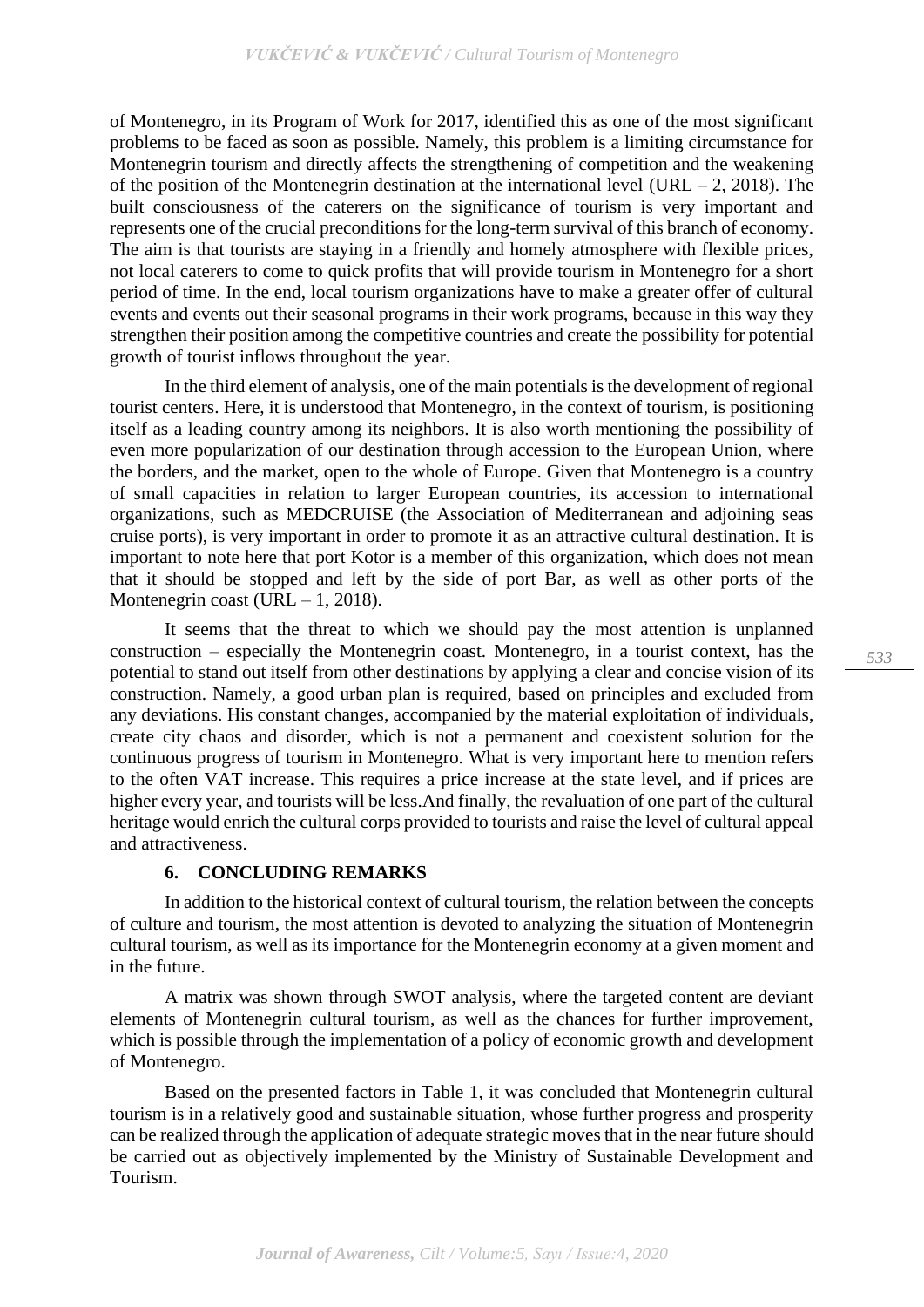of Montenegro, in its Program of Work for 2017, identified this as one of the most significant problems to be faced as soon as possible. Namely, this problem is a limiting circumstance for Montenegrin tourism and directly affects the strengthening of competition and the weakening of the position of the Montenegrin destination at the international level (URL – 2, 2018). The built consciousness of the caterers on the significance of tourism is very important and represents one of the crucial preconditions for the long-term survival of this branch of economy. The aim is that tourists are staying in a friendly and homely atmosphere with flexible prices, not local caterers to come to quick profits that will provide tourism in Montenegro for a short period of time. In the end, local tourism organizations have to make a greater offer of cultural events and events out their seasonal programs in their work programs, because in this way they strengthen their position among the competitive countries and create the possibility for potential growth of tourist inflows throughout the year.

In the third element of analysis, one of the main potentials is the development of regional tourist centers. Here, it is understood that Montenegro, in the context of tourism, is positioning itself as a leading country among its neighbors. It is also worth mentioning the possibility of even more popularization of our destination through accession to the European Union, where the borders, and the market, open to the whole of Europe. Given that Montenegro is a country of small capacities in relation to larger European countries, its accession to international organizations, such as MEDCRUISE (the Association of Mediterranean and adjoining seas cruise ports), is very important in order to promote it as an attractive cultural destination. It is important to note here that port Kotor is a member of this organization, which does not mean that it should be stopped and left by the side of port Bar, as well as other ports of the Montenegrin coast (URL – 1, 2018).

It seems that the threat to which we should pay the most attention is unplanned construction – especially the Montenegrin coast. Montenegro, in a tourist context, has the potential to stand out itself from other destinations by applying a clear and concise vision of its construction. Namely, a good urban plan is required, based on principles and excluded from any deviations. His constant changes, accompanied by the material exploitation of individuals, create city chaos and disorder, which is not a permanent and coexistent solution for the continuous progress of tourism in Montenegro. What is very important here to mention refers to the often VAT increase. This requires a price increase at the state level, and if prices are higher every year, and tourists will be less.And finally, the revaluation of one part of the cultural heritage would enrich the cultural corps provided to tourists and raise the level of cultural appeal and attractiveness.

## 6. CONCLUDING REMARKS

In addition to the historical context of cultural tourism, the relation between the concepts of culture and tourism, the most attention is devoted to analyzing the situation of Montenegrin cultural tourism, as well as its importance for the Montenegrin economy at a given moment and in the future.

A matrix was shown through SWOT analysis, where the targeted content are deviant elements of Montenegrin cultural tourism, as well as the chances for further improvement, which is possible through the implementation of a policy of economic growth and development of Montenegro.

Based on the presented factors in Table 1, it was concluded that Montenegrin cultural tourism is in a relatively good and sustainable situation, whose further progress and prosperity can be realized through the application of adequate strategic moves that in the near future should be carried out as objectively implemented by the Ministry of Sustainable Development and Tourism.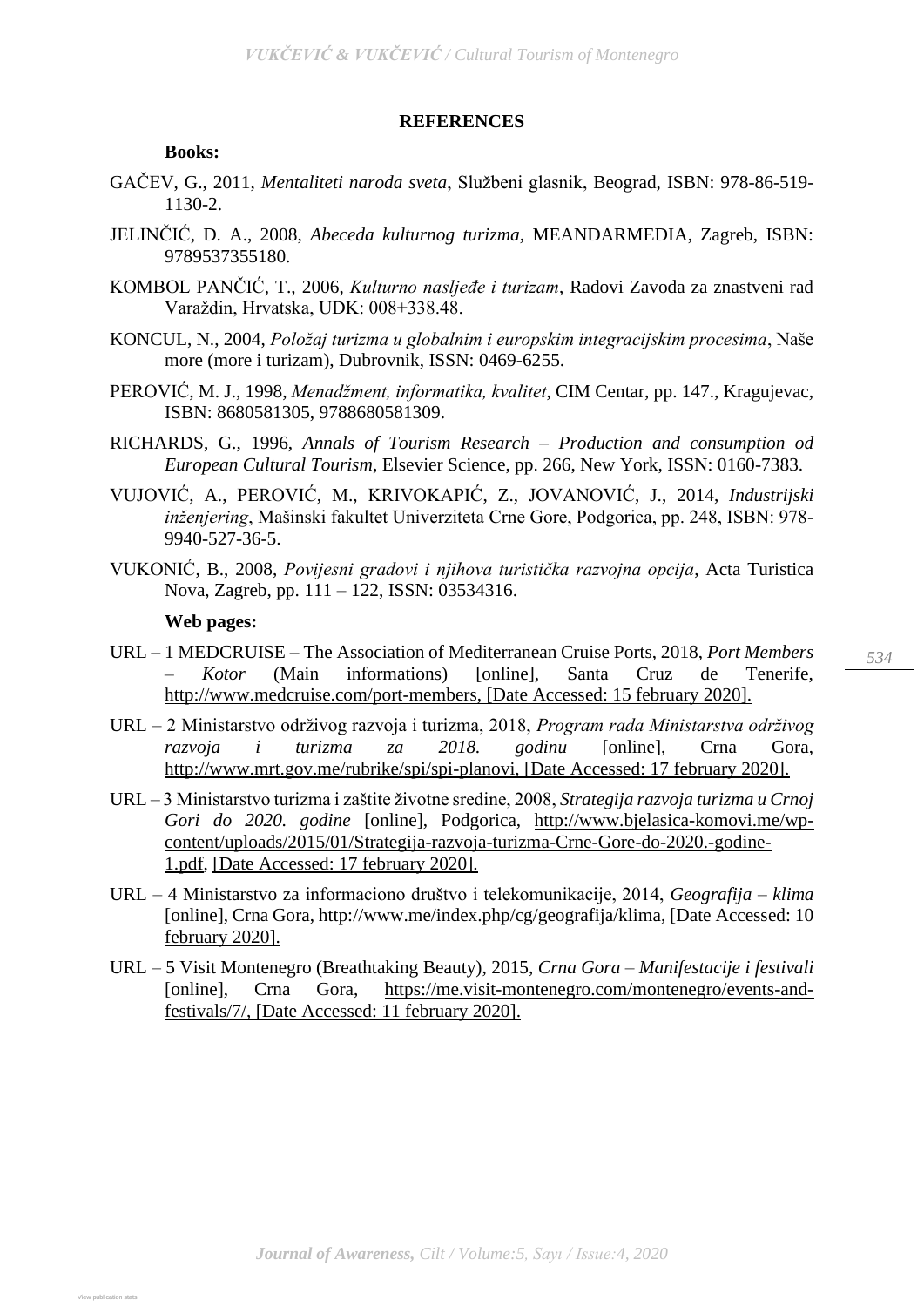## REFERENCES

**Books:**

GAČEV, G., 2011, *Mentaliteti naroda sveta*, Službeni glasnik, Beograd, ISBN: 978-86-519-1130-2.

JELINČIĆ, D. A., 2008, *Abeceda kulturnog turizma*, MEANDARMEDIA, Zagreb, ISBN: 9789537355180.

KOMBOL PANČIĆ, T., 2006, *Kulturno nasljeđe i turizam*, Radovi Zavoda za znastveni rad Varaždin, Hrvatska, UDK: 008+338.48.

KONCUL, N., 2004, *Položaj turizma u globalnim i europskim integracijskim procesima*, Naše more (more i turizam), Dubrovnik, ISSN: 0469-6255.

PEROVIĆ, M. J., 1998, *Menadžment, informatika, kvalitet*, CIM Centar, pp. 147., Kragujevac, ISBN: 8680581305, 9788680581309.

RICHARDS, G., 1996, *Annals of Tourism Research – Production and consumption od European Cultural Tourism*, Elsevier Science, pp. 266, New York, ISSN: 0160-7383.

VUJOVIĆ, A., PEROVIĆ, M., KRIVOKAPIĆ, Z., JOVANOVIĆ, J., 2014, *Industrijski inženjering*, Mašinski fakultet Univerziteta Crne Gore, Podgorica, pp. 248, ISBN: 978-9940-527-36-5.

VUKONIĆ, B., 2008, *Povijesni gradovi i njihova turistička razvojna opcija*, Acta Turistica Nova, Zagreb, pp. 111 – 122, ISSN: 03534316.

**Web pages:**

URL – 1 MEDCRUISE – The Association of Mediterranean Cruise Ports, 2018, *Port Members – Kotor* (Main informations) [online], Santa Cruz de Tenerife, http://www.medcruise.com/port-members, [Date Accessed: 15 february 2020].

URL – 2 Ministarstvo održivog razvoja i turizma, 2018, *Program rada Ministarstva održivog razvoja i turizma za 2018. godinu* [online], Crna Gora, http://www.mrt.gov.me/rubrike/spi/spi-planovi, [Date Accessed: 17 february 2020].

URL – 3 Ministarstvo turizma i zaštite životne sredine, 2008, *Strategija razvoja turizma u Crnoj Gori do 2020. godine* [online], Podgorica, http://www.bjelasica-komovi.me/wp-content/uploads/2015/01/Strategija-razvoja-turizma-Crne-Gore-do-2020.-godine-1.pdf, [Date Accessed: 17 february 2020].

URL – 4 Ministarstvo za informaciono društvo i telekomunikacije, 2014, *Geografija – klima* [online], Crna Gora, http://www.me/index.php/cg/geografija/klima, [Date Accessed: 10 february 2020].

URL – 5 Visit Montenegro (Breathtaking Beauty), 2015, *Crna Gora – Manifestacije i festivali* [online], Crna Gora, https://me.visit-montenegro.com/montenegro/events-and-festivals/7/, [Date Accessed: 11 february 2020].